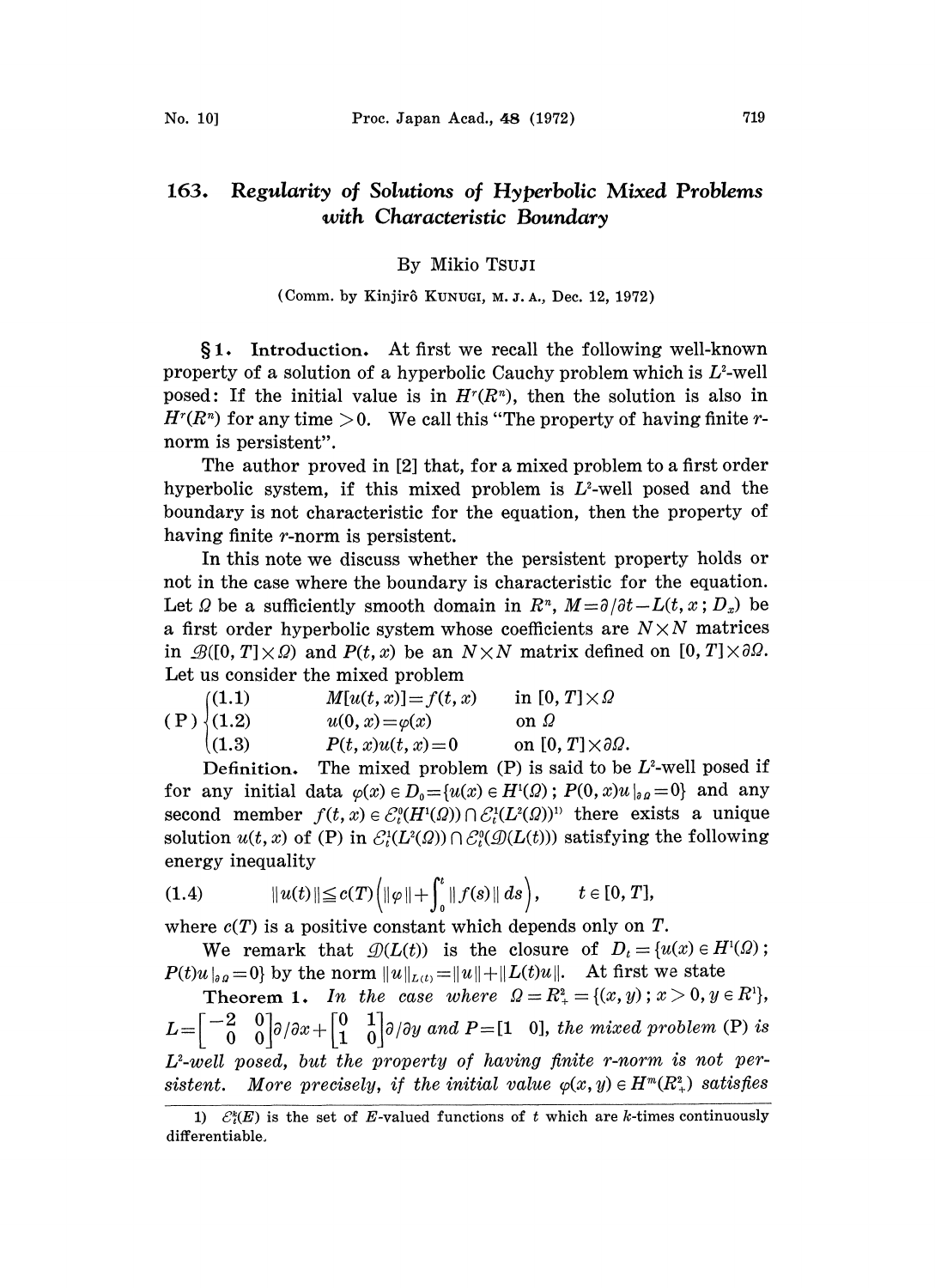# 163. Regularity of Solutions of Hyperbolic Mixed Problems with Characteristic Boundary

By Mikio TSUJI

(Comm. by Kinjirô KUNUGI, M. J. A., Dec. 12, 1972)

**§ 1. Introduction.** At first we recall the following well-known property of a solution of a hyperbolic Cauchy problem which is $L^2$-well posed: If the initial value is in $H^r(R^n)$, then the solution is also in $H^r(R^n)$ for any time $>0$. We call this "The property of having finite $r$-norm is persistent".

The author proved in [2] that, for a mixed problem to a first order hyperbolic system, if this mixed problem is $L^2$-well posed and the boundary is not characteristic for the equation, then the property of having finite $r$-norm is persistent.

In this note we discuss whether the persistent property holds or not in the case where the boundary is characteristic for the equation. Let $\Omega$ be a sufficiently smooth domain in $R^n$, $M=\partial/\partial t - L(t,x\,;D_x)$ be a first order hyperbolic system whose coefficients are $N\times N$ matrices in $\mathscr{B}([0,T]\times\Omega)$ and $P(t,x)$ be an $N\times N$ matrix defined on $[0,T]\times\partial\Omega$. Let us consider the mixed problem

$$
(\mathrm{P})\begin{cases}
(1.1) & M[u(t,x)]=f(t,x) \quad \text{in } [0,T]\times\Omega \\
(1.2) & u(0,x)=\varphi(x) \quad \text{on } \Omega \\
(1.3) & P(t,x)u(t,x)=0 \quad \text{on } [0,T]\times\partial\Omega.
\end{cases}
$$

**Definition.** The mixed problem (P) is said to be $L^2$-well posed if for any initial data $\varphi(x)\in D_0=\{u(x)\in H^1(\Omega)\,;\,P(0,x)u|_{\partial\Omega}=0\}$ and any second member $f(t,x)\in\mathscr{E}^0_t(H^1(\Omega))\cap\mathscr{E}^1_t(L^2(\Omega))$[1] there exists a unique solution $u(t,x)$ of (P) in $\mathscr{E}^1_t(L^2(\Omega))\cap\mathscr{E}^0_t(\mathscr{D}(L(t)))$ satisfying the following energy inequality

$$
(1.4)\qquad \|u(t)\|\leqq c(T)\left(\|\varphi\|+\int_0^t\|f(s)\|\,ds\right),\qquad t\in[0,T],
$$

where $c(T)$ is a positive constant which depends only on $T$.

We remark that $\mathscr{D}(L(t))$ is the closure of $D_t=\{u(x)\in H^1(\Omega)\,;\,P(t)u|_{\partial\Omega}=0\}$ by the norm $\|u\|_{L(t)}=\|u\|+\|L(t)u\|$. At first we state

**Theorem 1.** *In the case where* $\Omega=R^2_+=\{(x,y)\,;\,x>0,\,y\in R^1\}$, $L=\begin{bmatrix}-2 & 0\\ 0 & 0\end{bmatrix}\partial/\partial x+\begin{bmatrix}0 & 1\\ 1 & 0\end{bmatrix}\partial/\partial y$ *and* $P=[1\ \ 0]$, *the mixed problem* (P) *is* $L^2$*-well posed, but the property of having finite* $r$*-norm is not persistent. More precisely, if the initial value* $\varphi(x,y)\in H^m(R^2_+)$ *satisfies*

---

1) $\mathscr{E}^k_t(E)$ is the set of $E$-valued functions of $t$ which are $k$-times continuously differentiable.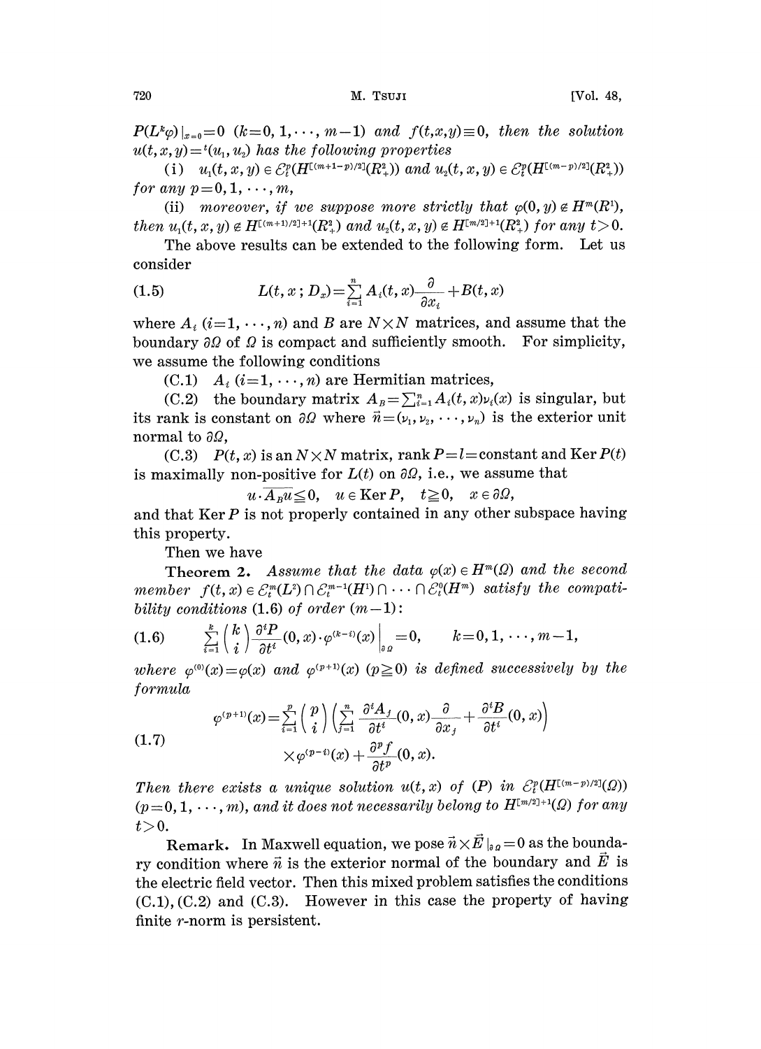$P(L^k\varphi)|_{x=0}=0$ $(k=0,1,\cdots,m-1)$ *and* $f(t,x,y)\equiv 0$, *then the solution* $u(t,x,y)={}^t(u_1,u_2)$ *has the following properties*

(i) $u_1(t,x,y)\in \mathcal{E}_t^p(H^{[(m+1-p)/2]}(R_+^2))$ *and* $u_2(t,x,y)\in \mathcal{E}_t^p(H^{[(m-p)/2]}(R_+^2))$ *for any* $p=0,1,\cdots,m$,

(ii) *moreover, if we suppose more strictly that* $\varphi(0,y)\notin H^m(R^1)$, *then* $u_1(t,x,y)\notin H^{[(m+1)/2]+1}(R_+^2)$ *and* $u_2(t,x,y)\notin H^{[m/2]+1}(R_+^2)$ *for any* $t>0$.

The above results can be extended to the following form. Let us consider

$$L(t,x;D_x)=\sum_{i=1}^{n} A_i(t,x)\frac{\partial}{\partial x_i}+B(t,x) \tag{1.5}$$

where $A_i$ $(i=1,\cdots,n)$ and $B$ are $N\times N$ matrices, and assume that the boundary $\partial\Omega$ of $\Omega$ is compact and sufficiently smooth. For simplicity, we assume the following conditions

(C.1) $A_i$ $(i=1,\cdots,n)$ are Hermitian matrices,

(C.2) the boundary matrix $A_B=\sum_{i=1}^{n} A_i(t,x)\nu_i(x)$ is singular, but its rank is constant on $\partial\Omega$ where $\vec{n}=(\nu_1,\nu_2,\cdots,\nu_n)$ is the exterior unit normal to $\partial\Omega$,

(C.3) $P(t,x)$ is an $N\times N$ matrix, rank $P=l=$constant and $\operatorname{Ker} P(t)$ is maximally non-positive for $L(t)$ on $\partial\Omega$, i.e., we assume that

$$u\cdot \overline{A_B u}\leqq 0,\quad u\in \operatorname{Ker} P,\quad t\geqq 0,\quad x\in\partial\Omega,$$

and that $\operatorname{Ker} P$ is not properly contained in any other subspace having this property.

Then we have

**Theorem 2.** *Assume that the data* $\varphi(x)\in H^m(\Omega)$ *and the second member* $f(t,x)\in \mathcal{E}_t^m(L^2)\cap \mathcal{E}_t^{m-1}(H^1)\cap\cdots\cap \mathcal{E}_t^0(H^m)$ *satisfy the compatibility conditions* (1.6) *of order* $(m-1)$:

$$\sum_{i=1}^{k}\binom{k}{i}\frac{\partial^i P}{\partial t^i}(0,x)\cdot\varphi^{(k-i)}(x)\bigg|_{\partial\Omega}=0,\qquad k=0,1,\cdots,m-1, \tag{1.6}$$

*where* $\varphi^{(0)}(x)=\varphi(x)$ *and* $\varphi^{(p+1)}(x)$ $(p\geqq 0)$ *is defined successively by the formula*

$$\varphi^{(p+1)}(x)=\sum_{i=1}^{p}\binom{p}{i}\left(\sum_{j=1}^{n}\frac{\partial^i A_j}{\partial t^i}(0,x)\frac{\partial}{\partial x_j}+\frac{\partial^i B}{\partial t^i}(0,x)\right)\times\varphi^{(p-i)}(x)+\frac{\partial^p f}{\partial t^p}(0,x). \tag{1.7}$$

*Then there exists a unique solution* $u(t,x)$ *of* (P) *in* $\mathcal{E}_t^p(H^{[(m-p)/2]}(\Omega))$ $(p=0,1,\cdots,m)$, *and it does not necessarily belong to* $H^{[m/2]+1}(\Omega)$ *for any* $t>0$.

**Remark.** In Maxwell equation, we pose $\vec{n}\times\vec{E}|_{\partial\Omega}=0$ as the boundary condition where $\vec{n}$ is the exterior normal of the boundary and $\vec{E}$ is the electric field vector. Then this mixed problem satisfies the conditions (C.1), (C.2) and (C.3). However in this case the property of having finite $r$-norm is persistent.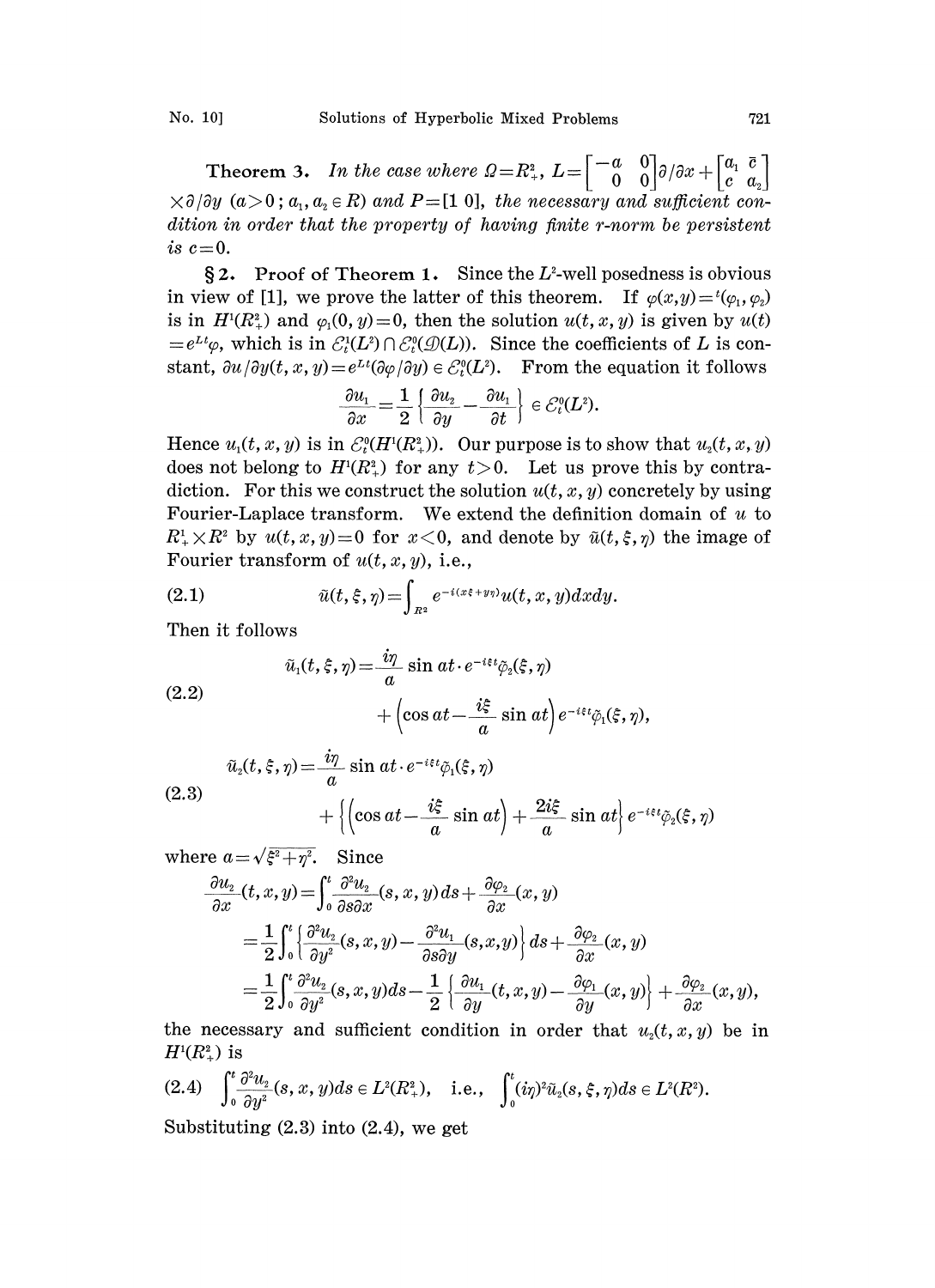**Theorem 3.** *In the case where $\Omega=R^2_+$, $L=\begin{bmatrix}-a & 0\\ 0 & 0\end{bmatrix}\partial/\partial x+\begin{bmatrix}a_1 & \bar{c}\\ c & a_2\end{bmatrix}\times\partial/\partial y$ $(a>0\,;\, a_1, a_2 \in R)$ and $P=[1\ 0]$, the necessary and sufficient condition in order that the property of having finite r-norm be persistent is $c=0$.*

**§2. Proof of Theorem 1.** Since the $L^2$-well posedness is obvious in view of [1], we prove the latter of this theorem. If $\varphi(x,y)={}^t(\varphi_1,\varphi_2)$ is in $H^1(R^2_+)$ and $\varphi_1(0,y)=0$, then the solution $u(t,x,y)$ is given by $u(t)=e^{Lt}\varphi$, which is in $\mathcal{E}^1_t(L^2)\cap\mathcal{E}^0_t(\mathcal{D}(L))$. Since the coefficients of $L$ is constant, $\partial u/\partial y(t,x,y)=e^{Lt}(\partial\varphi/\partial y)\in\mathcal{E}^0_t(L^2)$. From the equation it follows

$$\frac{\partial u_1}{\partial x}=\frac{1}{2}\left\{\frac{\partial u_2}{\partial y}-\frac{\partial u_1}{\partial t}\right\}\in\mathcal{E}^0_t(L^2).$$

Hence $u_1(t,x,y)$ is in $\mathcal{E}^0_t(H^1(R^2_+))$. Our purpose is to show that $u_2(t,x,y)$ does not belong to $H^1(R^2_+)$ for any $t>0$. Let us prove this by contradiction. For this we construct the solution $u(t,x,y)$ concretely by using Fourier-Laplace transform. We extend the definition domain of $u$ to $R^1_+\times R^2$ by $u(t,x,y)=0$ for $x<0$, and denote by $\tilde{u}(t,\xi,\eta)$ the image of Fourier transform of $u(t,x,y)$, i.e.,

$$\tilde{u}(t,\xi,\eta)=\int_{R^2}e^{-i(x\xi+y\eta)}u(t,x,y)dxdy. \tag{2.1}$$

Then it follows

$$\begin{aligned}\tilde{u}_1(t,\xi,\eta)=&\frac{i\eta}{\alpha}\sin\alpha t\cdot e^{-i\xi t}\tilde{\varphi}_2(\xi,\eta)\\&+\left(\cos\alpha t-\frac{i\xi}{\alpha}\sin\alpha t\right)e^{-i\xi t}\tilde{\varphi}_1(\xi,\eta),\end{aligned}\tag{2.2}$$

$$\begin{aligned}\tilde{u}_2(t,\xi,\eta)=&\frac{i\eta}{\alpha}\sin\alpha t\cdot e^{-i\xi t}\tilde{\varphi}_1(\xi,\eta)\\&+\left\{\left(\cos\alpha t-\frac{i\xi}{\alpha}\sin\alpha t\right)+\frac{2i\xi}{\alpha}\sin\alpha t\right\}e^{-i\xi t}\tilde{\varphi}_2(\xi,\eta)\end{aligned}\tag{2.3}$$

where $\alpha=\sqrt{\xi^2+\eta^2}$. Since

$$\begin{aligned}\frac{\partial u_2}{\partial x}(t,x,y)&=\int_0^t\frac{\partial^2 u_2}{\partial s\partial x}(s,x,y)ds+\frac{\partial\varphi_2}{\partial x}(x,y)\\&=\frac{1}{2}\int_0^t\left\{\frac{\partial^2 u_2}{\partial y^2}(s,x,y)-\frac{\partial^2 u_1}{\partial s\partial y}(s,x,y)\right\}ds+\frac{\partial\varphi_2}{\partial x}(x,y)\\&=\frac{1}{2}\int_0^t\frac{\partial^2 u_2}{\partial y^2}(s,x,y)ds-\frac{1}{2}\left\{\frac{\partial u_1}{\partial y}(t,x,y)-\frac{\partial\varphi_1}{\partial y}(x,y)\right\}+\frac{\partial\varphi_2}{\partial x}(x,y),\end{aligned}$$

the necessary and sufficient condition in order that $u_2(t,x,y)$ be in $H^1(R^2_+)$ is

$$\int_0^t\frac{\partial^2 u_2}{\partial y^2}(s,x,y)ds\in L^2(R^2_+),\quad\text{i.e.,}\quad\int_0^t(i\eta)^2\tilde{u}_2(s,\xi,\eta)ds\in L^2(R^2).\tag{2.4}$$

Substituting (2.3) into (2.4), we get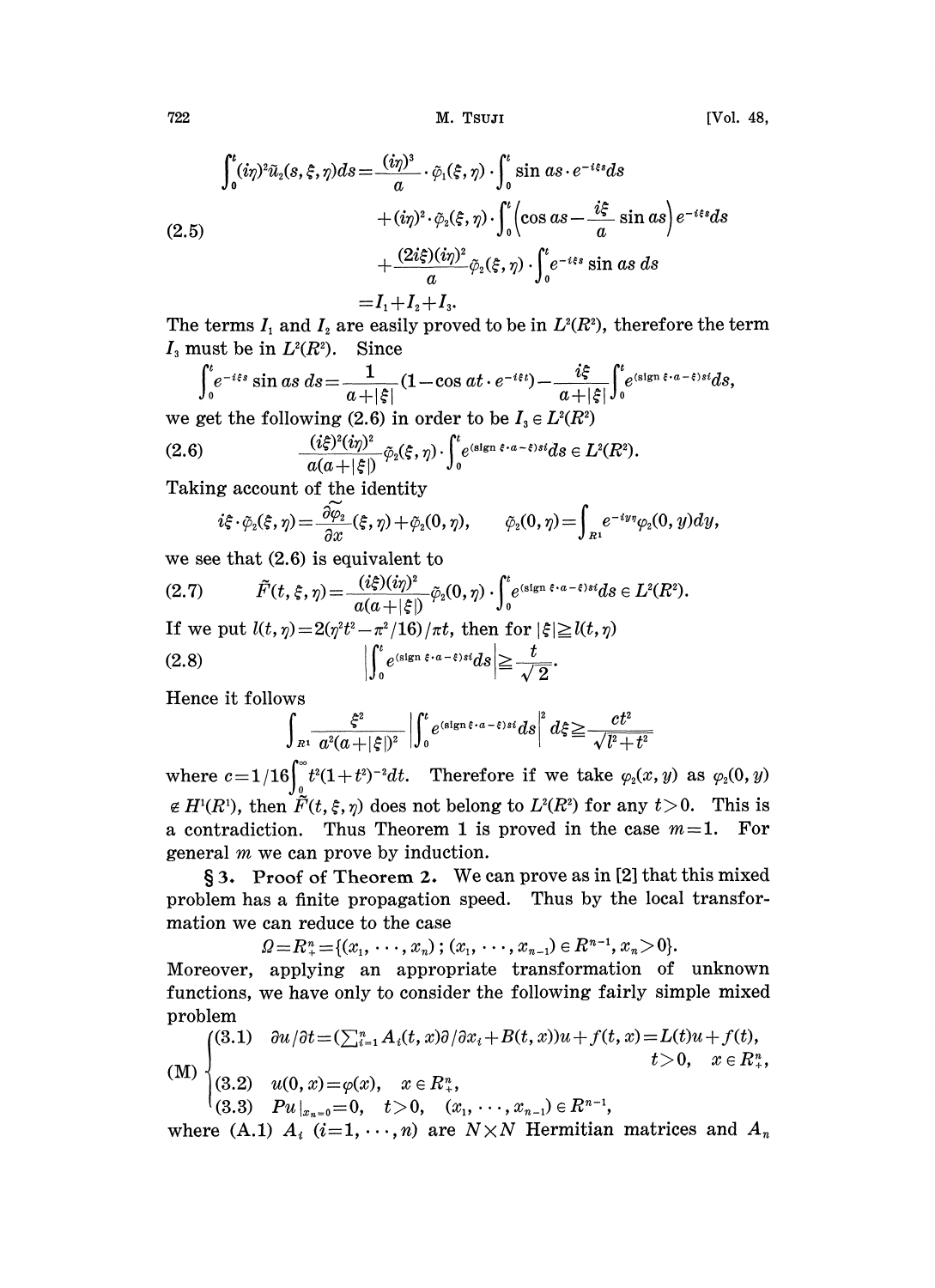$$
\begin{aligned}
\int_0^t (i\eta)^2 \tilde{u}_2(s,\xi,\eta)ds &= \frac{(i\eta)^3}{a}\cdot\tilde{\varphi}_1(\xi,\eta)\cdot\int_0^t \sin as\cdot e^{-i\xi s}ds \\
&\quad + (i\eta)^2\cdot\tilde{\varphi}_2(\xi,\eta)\cdot\int_0^t\Big(\cos as - \frac{i\xi}{a}\sin as\Big)e^{-i\xi s}ds \qquad (2.5)\\
&\quad + \frac{(2i\xi)(i\eta)^2}{a}\tilde{\varphi}_2(\xi,\eta)\cdot\int_0^t e^{-i\xi s}\sin as\, ds \\
&= I_1 + I_2 + I_3.
\end{aligned}
$$

The terms $I_1$ and $I_2$ are easily proved to be in $L^2(R^2)$, therefore the term $I_3$ must be in $L^2(R^2)$. Since

$$\int_0^t e^{-i\xi s}\sin as\, ds = \frac{1}{a+|\xi|}(1-\cos at\cdot e^{-i\xi t}) - \frac{i\xi}{a+|\xi|}\int_0^t e^{(\mathrm{sign}\,\xi\cdot a-\xi)si}ds,$$

we get the following (2.6) in order to be $I_3 \in L^2(R^2)$

$$\frac{(i\xi)^2(i\eta)^2}{a(a+|\xi|)}\tilde{\varphi}_2(\xi,\eta)\cdot\int_0^t e^{(\mathrm{sign}\,\xi\cdot a-\xi)si}ds \in L^2(R^2). \tag{2.6}$$

Taking account of the identity

$$i\xi\cdot\tilde{\varphi}_2(\xi,\eta) = \widetilde{\frac{\partial\varphi_2}{\partial x}}(\xi,\eta) + \tilde{\varphi}_2(0,\eta), \qquad \tilde{\varphi}_2(0,\eta) = \int_{R^1} e^{-iy\eta}\varphi_2(0,y)dy,$$

we see that (2.6) is equivalent to

$$\tilde{F}(t,\xi,\eta) = \frac{(i\xi)(i\eta)^2}{a(a+|\xi|)}\tilde{\varphi}_2(0,\eta)\cdot\int_0^t e^{(\mathrm{sign}\,\xi\cdot a-\xi)si}ds \in L^2(R^2). \tag{2.7}$$

If we put $l(t,\eta) = 2(\eta^2t^2 - \pi^2/16)/\pi t$, then for $|\xi| \geq l(t,\eta)$

$$\left|\int_0^t e^{(\mathrm{sign}\,\xi\cdot a-\xi)si}ds\right| \geq \frac{t}{\sqrt{2}}. \tag{2.8}$$

Hence it follows

$$\int_{R^1}\frac{\xi^2}{a^2(a+|\xi|)^2}\left|\int_0^t e^{(\mathrm{sign}\,\xi\cdot a-\xi)si}ds\right|^2 d\xi \geq \frac{ct^2}{\sqrt{l^2+t^2}}$$

where $c = 1/16\int_0^\infty t^2(1+t^2)^{-2}dt$. Therefore if we take $\varphi_2(x,y)$ as $\varphi_2(0,y) \notin H^1(R^1)$, then $\tilde{F}(t,\xi,\eta)$ does not belong to $L^2(R^2)$ for any $t>0$. This is a contradiction. Thus Theorem 1 is proved in the case $m=1$. For general $m$ we can prove by induction.

**§ 3. Proof of Theorem 2.** We can prove as in [2] that this mixed problem has a finite propagation speed. Thus by the local transformation we can reduce to the case

$$\Omega = R^n_+ = \{(x_1,\cdots,x_n);\,(x_1,\cdots,x_{n-1})\in R^{n-1}, x_n>0\}.$$

Moreover, applying an appropriate transformation of unknown functions, we have only to consider the following fairly simple mixed problem

$$
\text{(M)}\begin{cases}
(3.1)\quad \partial u/\partial t = (\sum_{i=1}^n A_i(t,x)\partial/\partial x_i + B(t,x))u + f(t,x) = L(t)u + f(t), \\
\qquad\qquad\qquad\qquad\qquad\qquad\qquad\qquad\qquad\qquad t>0, \quad x\in R^n_+, \\
(3.2)\quad u(0,x) = \varphi(x), \quad x\in R^n_+, \\
(3.3)\quad Pu|_{x_n=0} = 0, \quad t>0, \quad (x_1,\cdots,x_{n-1})\in R^{n-1},
\end{cases}
$$

where (A.1) $A_i$ $(i=1,\cdots,n)$ are $N\times N$ Hermitian matrices and $A_n$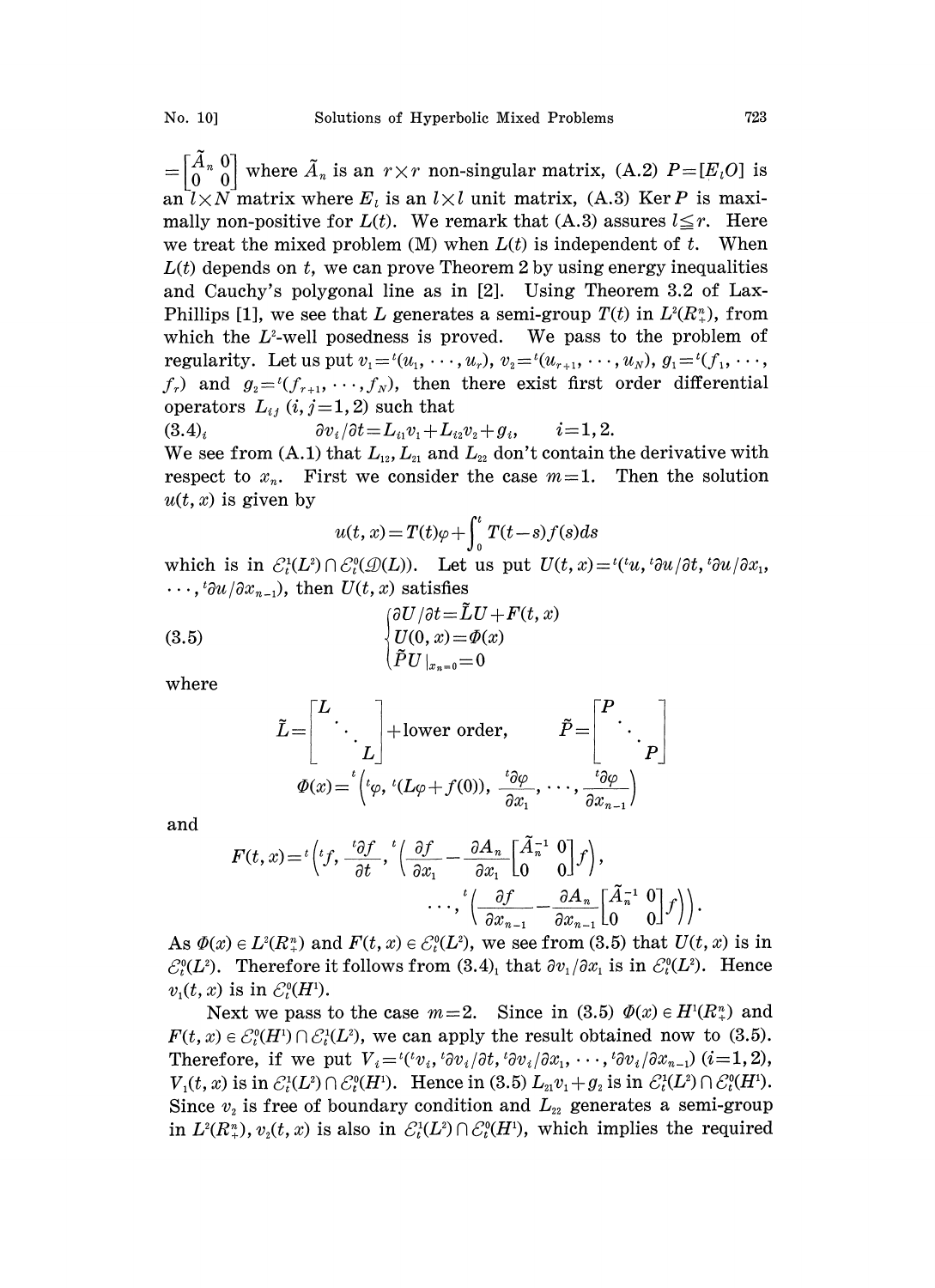$=\begin{bmatrix}\tilde{A}_n & 0 \\ 0 & 0\end{bmatrix}$ where $\tilde{A}_n$ is an $r\times r$ non-singular matrix, (A.2) $P=[E_l O]$ is an $l\times N$ matrix where $E_l$ is an $l\times l$ unit matrix, (A.3) $\operatorname{Ker} P$ is maximally non-positive for $L(t)$. We remark that (A.3) assures $l\leqq r$. Here we treat the mixed problem (M) when $L(t)$ is independent of $t$. When $L(t)$ depends on $t$, we can prove Theorem 2 by using energy inequalities and Cauchy's polygonal line as in [2]. Using Theorem 3.2 of Lax-Phillips [1], we see that $L$ generates a semi-group $T(t)$ in $L^2(R^n_+)$, from which the $L^2$-well posedness is proved. We pass to the problem of regularity. Let us put $v_1={}^t(u_1,\cdots,u_r)$, $v_2={}^t(u_{r+1},\cdots,u_N)$, $g_1={}^t(f_1,\cdots,f_r)$ and $g_2={}^t(f_{r+1},\cdots,f_N)$, then there exist first order differential operators $L_{ij}$ $(i,j=1,2)$ such that

$$(3.4)_i \qquad \partial v_i/\partial t=L_{i1}v_1+L_{i2}v_2+g_i, \qquad i=1,2.$$

We see from (A.1) that $L_{12}$, $L_{21}$ and $L_{22}$ don't contain the derivative with respect to $x_n$. First we consider the case $m=1$. Then the solution $u(t,x)$ is given by

$$u(t,x)=T(t)\varphi+\int_0^t T(t-s)f(s)ds$$

which is in $\mathcal{E}^1_t(L^2)\cap\mathcal{E}^0_t(\mathcal{D}(L))$. Let us put $U(t,x)={}^t({}^tu,{}^t\partial u/\partial t,{}^t\partial u/\partial x_1,\cdots,{}^t\partial u/\partial x_{n-1})$, then $U(t,x)$ satisfies

$$(3.5) \qquad \begin{cases}\partial U/\partial t=\tilde{L}U+F(t,x)\\ U(0,x)=\Phi(x)\\ \tilde{P}U|_{x_n=0}=0\end{cases}$$

where

$$\tilde{L}=\begin{bmatrix}L & & \\ & \ddots & \\ & & L\end{bmatrix}+\text{lower order},\qquad \tilde{P}=\begin{bmatrix}P & & \\ & \ddots & \\ & & P\end{bmatrix}$$

$$\Phi(x)={}^t\left({}^t\varphi,\ {}^t(L\varphi+f(0)),\ \frac{{}^t\partial\varphi}{\partial x_1},\cdots,\frac{{}^t\partial\varphi}{\partial x_{n-1}}\right)$$

and

$$F(t,x)={}^t\left({}^tf,\ \frac{{}^t\partial f}{\partial t},\ {}^t\left(\frac{\partial f}{\partial x_1}-\frac{\partial A_n}{\partial x_1}\begin{bmatrix}\tilde{A}_n^{-1} & 0\\ 0 & 0\end{bmatrix}f\right),\ \cdots,{}^t\left(\frac{\partial f}{\partial x_{n-1}}-\frac{\partial A_n}{\partial x_{n-1}}\begin{bmatrix}\tilde{A}_n^{-1} & 0\\ 0 & 0\end{bmatrix}f\right)\right).$$

As $\Phi(x)\in L^2(R^n_+)$ and $F(t,x)\in\mathcal{E}^0_t(L^2)$, we see from (3.5) that $U(t,x)$ is in $\mathcal{E}^0_t(L^2)$. Therefore it follows from $(3.4)_1$ that $\partial v_1/\partial x_1$ is in $\mathcal{E}^0_t(L^2)$. Hence $v_1(t,x)$ is in $\mathcal{E}^0_t(H^1)$.

Next we pass to the case $m=2$. Since in (3.5) $\Phi(x)\in H^1(R^n_+)$ and $F(t,x)\in\mathcal{E}^0_t(H^1)\cap\mathcal{E}^1_t(L^2)$, we can apply the result obtained now to (3.5). Therefore, if we put $V_i={}^t({}^tv_i,{}^t\partial v_i/\partial t,{}^t\partial v_i/\partial x_1,\cdots,{}^t\partial v_i/\partial x_{n-1})$ $(i=1,2)$, $V_1(t,x)$ is in $\mathcal{E}^1_t(L^2)\cap\mathcal{E}^0_t(H^1)$. Hence in (3.5) $L_{21}v_1+g_2$ is in $\mathcal{E}^1_t(L^2)\cap\mathcal{E}^0_t(H^1)$. Since $v_2$ is free of boundary condition and $L_{22}$ generates a semi-group in $L^2(R^n_+)$, $v_2(t,x)$ is also in $\mathcal{E}^1_t(L^2)\cap\mathcal{E}^0_t(H^1)$, which implies the required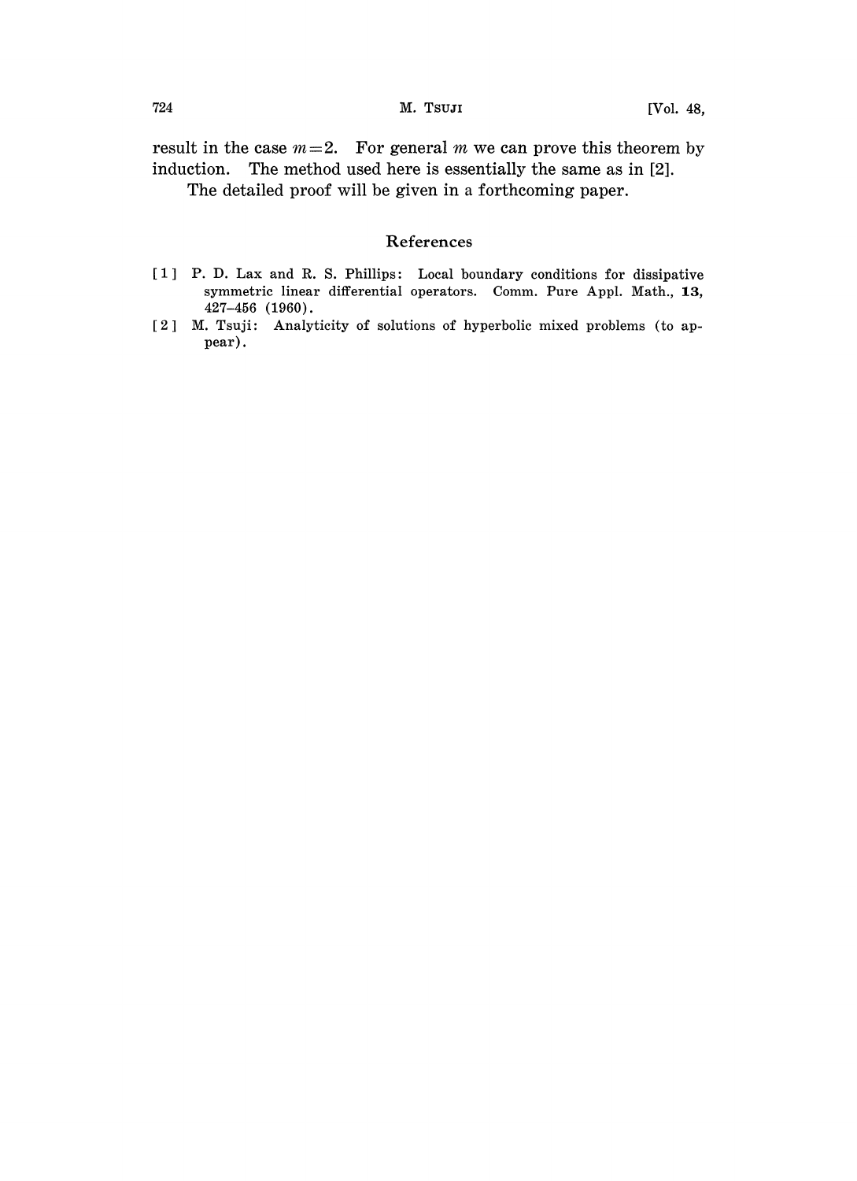result in the case $m=2$. For general $m$ we can prove this theorem by induction. The method used here is essentially the same as in [2].

The detailed proof will be given in a forthcoming paper.

## References

[1] P. D. Lax and R. S. Phillips: Local boundary conditions for dissipative symmetric linear differential operators. Comm. Pure Appl. Math., **13**, 427–456 (1960).

[2] M. Tsuji: Analyticity of solutions of hyperbolic mixed problems (to appear).